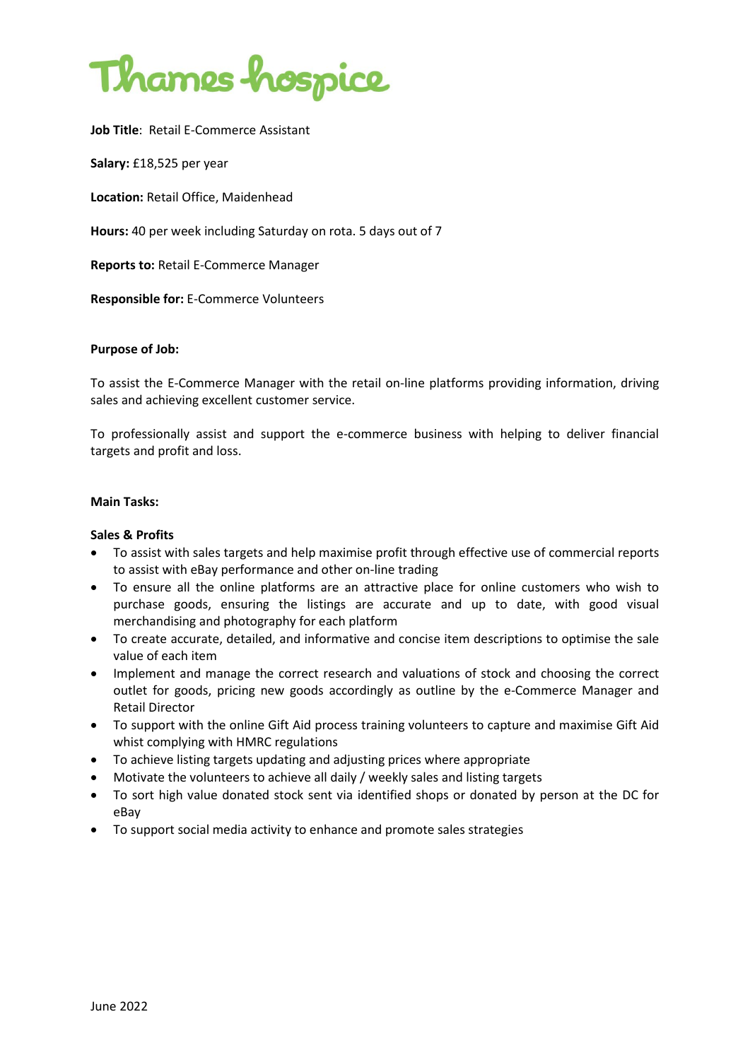Thames hospice

**Job Title**: Retail E-Commerce Assistant

**Salary:** £18,525 per year

**Location:** Retail Office, Maidenhead

**Hours:** 40 per week including Saturday on rota. 5 days out of 7

**Reports to:** Retail E-Commerce Manager

**Responsible for:** E-Commerce Volunteers

**Purpose of Job:**

To assist the E-Commerce Manager with the retail on-line platforms providing information, driving sales and achieving excellent customer service.

To professionally assist and support the e-commerce business with helping to deliver financial targets and profit and loss.

**Main Tasks:**

**Sales & Profits**

- To assist with sales targets and help maximise profit through effective use of commercial reports to assist with eBay performance and other on-line trading
- To ensure all the online platforms are an attractive place for online customers who wish to purchase goods, ensuring the listings are accurate and up to date, with good visual merchandising and photography for each platform
- To create accurate, detailed, and informative and concise item descriptions to optimise the sale value of each item
- Implement and manage the correct research and valuations of stock and choosing the correct outlet for goods, pricing new goods accordingly as outline by the e-Commerce Manager and Retail Director
- To support with the online Gift Aid process training volunteers to capture and maximise Gift Aid whist complying with HMRC regulations
- To achieve listing targets updating and adjusting prices where appropriate
- Motivate the volunteers to achieve all daily / weekly sales and listing targets
- To sort high value donated stock sent via identified shops or donated by person at the DC for eBay
- To support social media activity to enhance and promote sales strategies

June 2022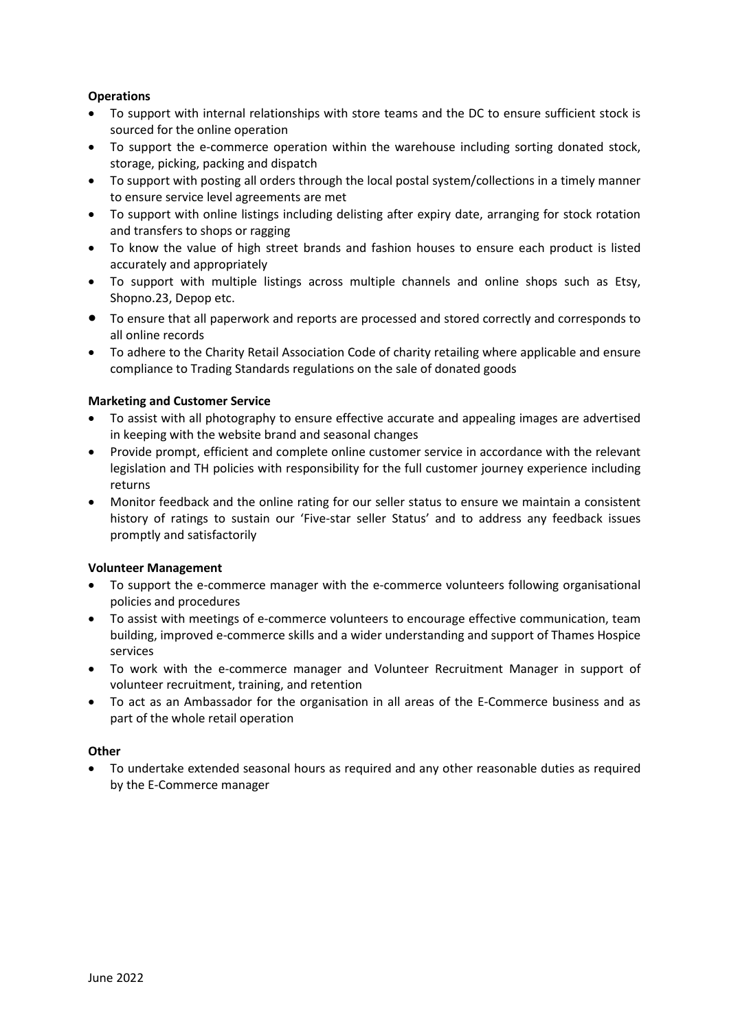**Operations**

- To support with internal relationships with store teams and the DC to ensure sufficient stock is sourced for the online operation
- To support the e-commerce operation within the warehouse including sorting donated stock, storage, picking, packing and dispatch
- To support with posting all orders through the local postal system/collections in a timely manner to ensure service level agreements are met
- To support with online listings including delisting after expiry date, arranging for stock rotation and transfers to shops or ragging
- To know the value of high street brands and fashion houses to ensure each product is listed accurately and appropriately
- To support with multiple listings across multiple channels and online shops such as Etsy, Shopno.23, Depop etc.
- To ensure that all paperwork and reports are processed and stored correctly and corresponds to all online records
- To adhere to the Charity Retail Association Code of charity retailing where applicable and ensure compliance to Trading Standards regulations on the sale of donated goods

**Marketing and Customer Service**

- To assist with all photography to ensure effective accurate and appealing images are advertised in keeping with the website brand and seasonal changes
- Provide prompt, efficient and complete online customer service in accordance with the relevant legislation and TH policies with responsibility for the full customer journey experience including returns
- Monitor feedback and the online rating for our seller status to ensure we maintain a consistent history of ratings to sustain our 'Five-star seller Status' and to address any feedback issues promptly and satisfactorily

**Volunteer Management**

- To support the e-commerce manager with the e-commerce volunteers following organisational policies and procedures
- To assist with meetings of e-commerce volunteers to encourage effective communication, team building, improved e-commerce skills and a wider understanding and support of Thames Hospice services
- To work with the e-commerce manager and Volunteer Recruitment Manager in support of volunteer recruitment, training, and retention
- To act as an Ambassador for the organisation in all areas of the E-Commerce business and as part of the whole retail operation

**Other**

- To undertake extended seasonal hours as required and any other reasonable duties as required by the E-Commerce manager

June 2022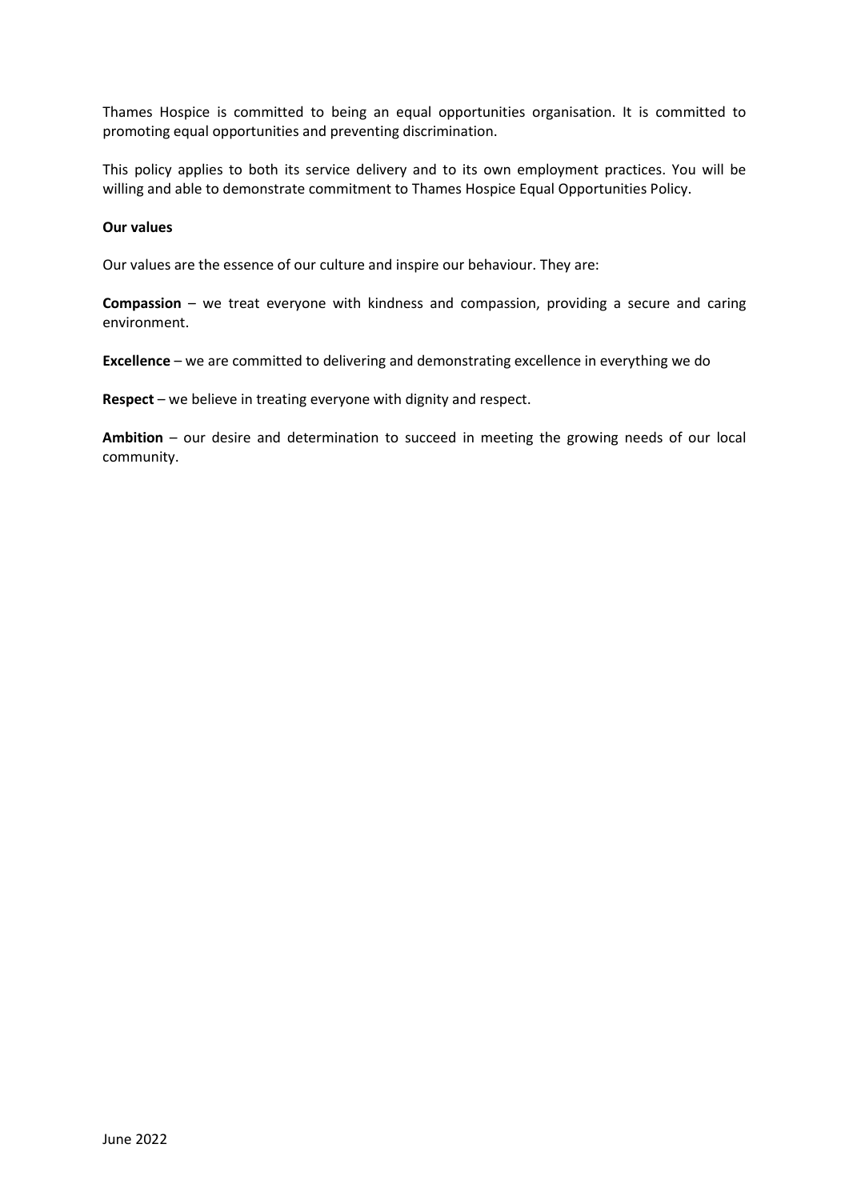Thames Hospice is committed to being an equal opportunities organisation. It is committed to promoting equal opportunities and preventing discrimination.

This policy applies to both its service delivery and to its own employment practices. You will be willing and able to demonstrate commitment to Thames Hospice Equal Opportunities Policy.

**Our values**

Our values are the essence of our culture and inspire our behaviour. They are:

**Compassion** – we treat everyone with kindness and compassion, providing a secure and caring environment.

**Excellence** – we are committed to delivering and demonstrating excellence in everything we do

**Respect** – we believe in treating everyone with dignity and respect.

**Ambition** – our desire and determination to succeed in meeting the growing needs of our local community.

June 2022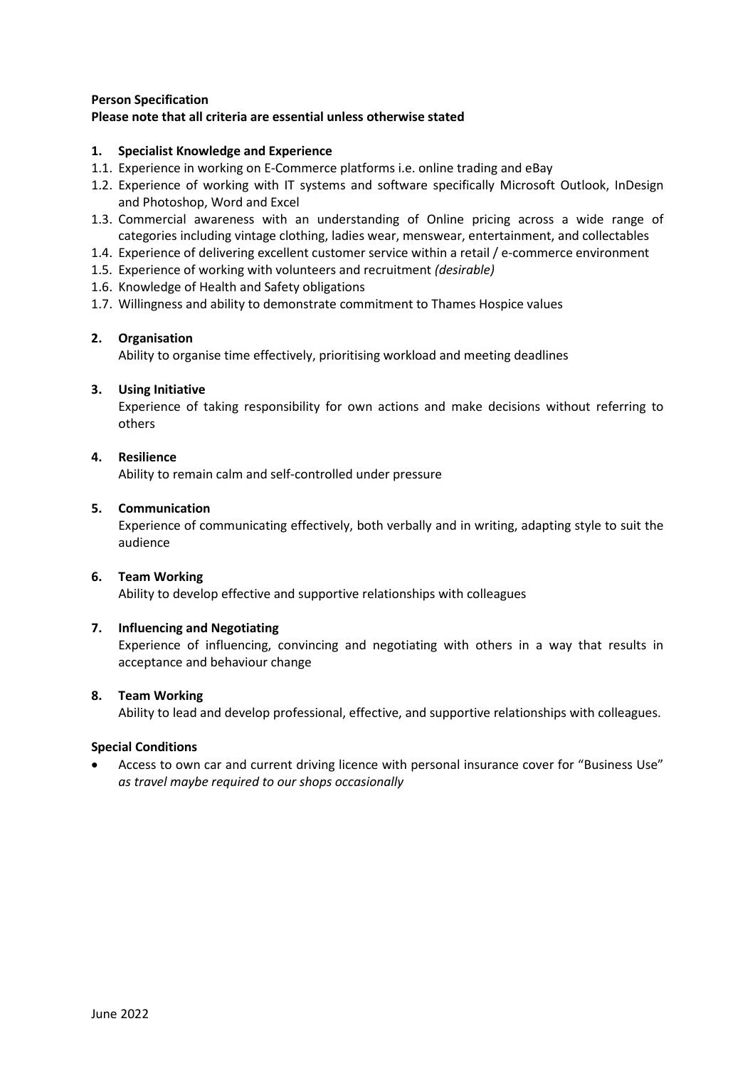**Person Specification**

**Please note that all criteria are essential unless otherwise stated**

**1. Specialist Knowledge and Experience**

1.1. Experience in working on E-Commerce platforms i.e. online trading and eBay

1.2. Experience of working with IT systems and software specifically Microsoft Outlook, InDesign and Photoshop, Word and Excel

1.3. Commercial awareness with an understanding of Online pricing across a wide range of categories including vintage clothing, ladies wear, menswear, entertainment, and collectables

1.4. Experience of delivering excellent customer service within a retail / e-commerce environment

1.5. Experience of working with volunteers and recruitment *(desirable)*

1.6. Knowledge of Health and Safety obligations

1.7. Willingness and ability to demonstrate commitment to Thames Hospice values

**2. Organisation**

Ability to organise time effectively, prioritising workload and meeting deadlines

**3. Using Initiative**

Experience of taking responsibility for own actions and make decisions without referring to others

**4. Resilience**

Ability to remain calm and self-controlled under pressure

**5. Communication**

Experience of communicating effectively, both verbally and in writing, adapting style to suit the audience

**6. Team Working**

Ability to develop effective and supportive relationships with colleagues

**7. Influencing and Negotiating**

Experience of influencing, convincing and negotiating with others in a way that results in acceptance and behaviour change

**8. Team Working**

Ability to lead and develop professional, effective, and supportive relationships with colleagues.

**Special Conditions**

- Access to own car and current driving licence with personal insurance cover for "Business Use" *as travel maybe required to our shops occasionally*

June 2022